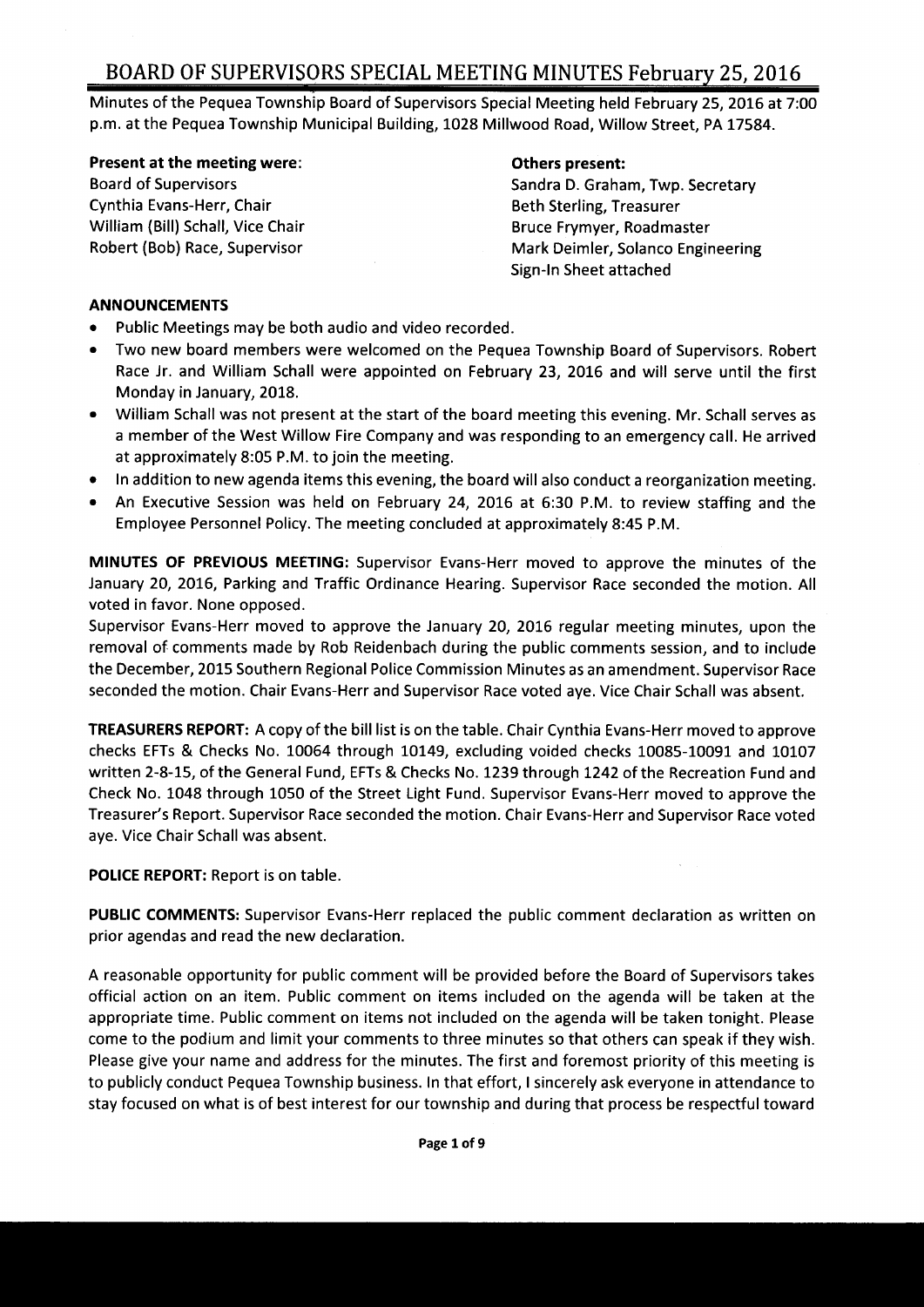# BOARD OF SUPERVISORS SPECIAL MEETING MINUTES February 25, 2016

Minutes of the Pequea Township Board of Supervisors Special Meeting held February 25, 2016 at 7:00 p.m. at the Pequea Township Municipal Building, 1028 Millwood Road, Willow Street, PA 17584.

**Present at the meeting were:**
Board of Supervisors
Cynthia Evans-Herr, Chair
William (Bill) Schall, Vice Chair
Robert (Bob) Race, Supervisor

**Others present:**
Sandra D. Graham, Twp. Secretary
Beth Sterling, Treasurer
Bruce Frymyer, Roadmaster
Mark Deimler, Solanco Engineering
Sign-In Sheet attached

**ANNOUNCEMENTS**

- Public Meetings may be both audio and video recorded.
- Two new board members were welcomed on the Pequea Township Board of Supervisors. Robert Race Jr. and William Schall were appointed on February 23, 2016 and will serve until the first Monday in January, 2018.
- William Schall was not present at the start of the board meeting this evening. Mr. Schall serves as a member of the West Willow Fire Company and was responding to an emergency call. He arrived at approximately 8:05 P.M. to join the meeting.
- In addition to new agenda items this evening, the board will also conduct a reorganization meeting.
- An Executive Session was held on February 24, 2016 at 6:30 P.M. to review staffing and the Employee Personnel Policy. The meeting concluded at approximately 8:45 P.M.

**MINUTES OF PREVIOUS MEETING:** Supervisor Evans-Herr moved to approve the minutes of the January 20, 2016, Parking and Traffic Ordinance Hearing. Supervisor Race seconded the motion. All voted in favor. None opposed.

Supervisor Evans-Herr moved to approve the January 20, 2016 regular meeting minutes, upon the removal of comments made by Rob Reidenbach during the public comments session, and to include the December, 2015 Southern Regional Police Commission Minutes as an amendment. Supervisor Race seconded the motion. Chair Evans-Herr and Supervisor Race voted aye. Vice Chair Schall was absent.

**TREASURERS REPORT:** A copy of the bill list is on the table. Chair Cynthia Evans-Herr moved to approve checks EFTs & Checks No. 10064 through 10149, excluding voided checks 10085-10091 and 10107 written 2-8-15, of the General Fund, EFTs & Checks No. 1239 through 1242 of the Recreation Fund and Check No. 1048 through 1050 of the Street Light Fund. Supervisor Evans-Herr moved to approve the Treasurer's Report. Supervisor Race seconded the motion. Chair Evans-Herr and Supervisor Race voted aye. Vice Chair Schall was absent.

**POLICE REPORT:** Report is on table.

**PUBLIC COMMENTS:** Supervisor Evans-Herr replaced the public comment declaration as written on prior agendas and read the new declaration.

A reasonable opportunity for public comment will be provided before the Board of Supervisors takes official action on an item. Public comment on items included on the agenda will be taken at the appropriate time. Public comment on items not included on the agenda will be taken tonight. Please come to the podium and limit your comments to three minutes so that others can speak if they wish. Please give your name and address for the minutes. The first and foremost priority of this meeting is to publicly conduct Pequea Township business. In that effort, I sincerely ask everyone in attendance to stay focused on what is of best interest for our township and during that process be respectful toward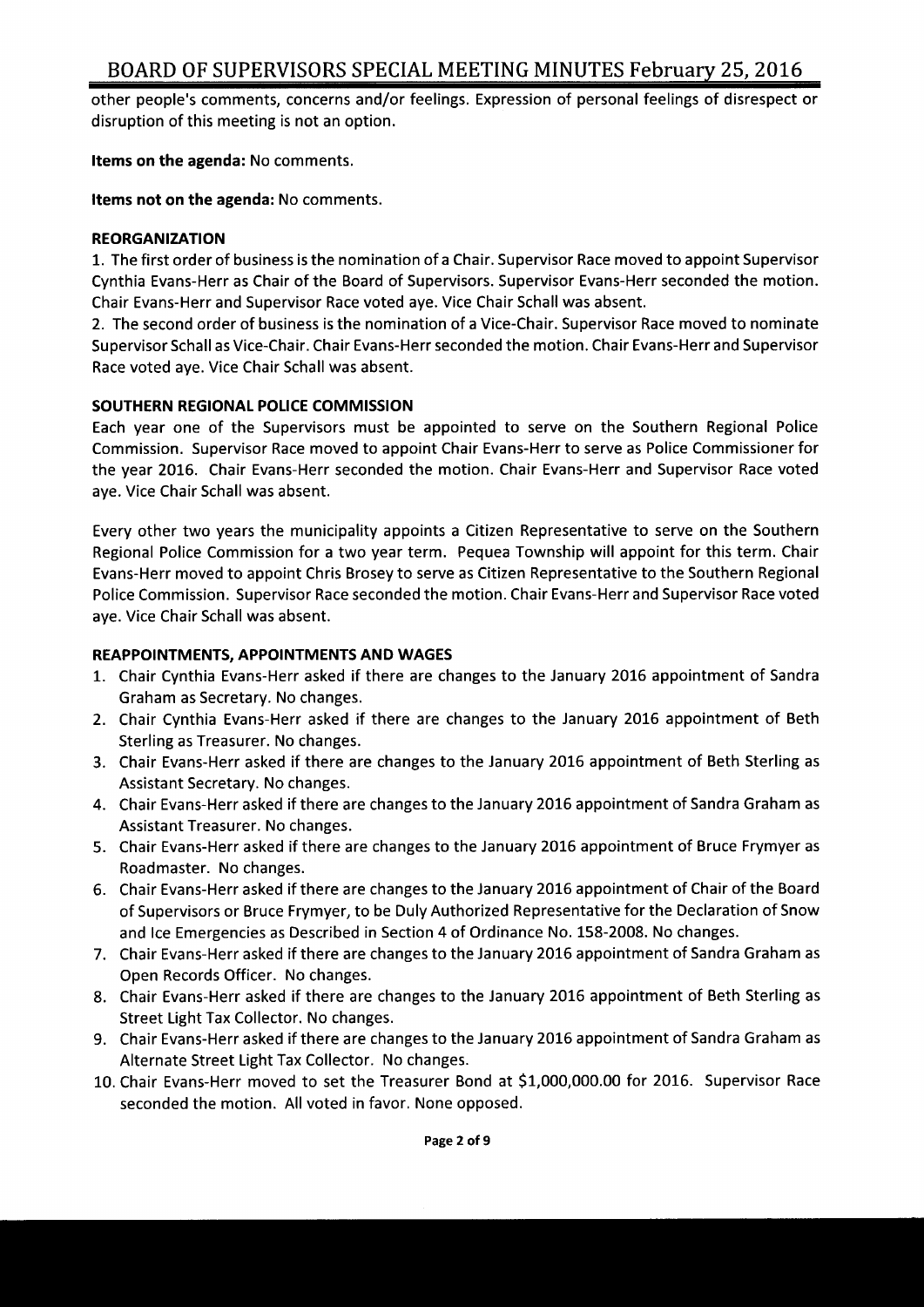other people's comments, concerns and/or feelings. Expression of personal feelings of disrespect or disruption of this meeting is not an option.

**Items on the agenda:** No comments.

**Items not on the agenda:** No comments.

**REORGANIZATION**

1. The first order of business is the nomination of a Chair. Supervisor Race moved to appoint Supervisor Cynthia Evans-Herr as Chair of the Board of Supervisors. Supervisor Evans-Herr seconded the motion. Chair Evans-Herr and Supervisor Race voted aye. Vice Chair Schall was absent.
2. The second order of business is the nomination of a Vice-Chair. Supervisor Race moved to nominate Supervisor Schall as Vice-Chair. Chair Evans-Herr seconded the motion. Chair Evans-Herr and Supervisor Race voted aye. Vice Chair Schall was absent.

**SOUTHERN REGIONAL POLICE COMMISSION**

Each year one of the Supervisors must be appointed to serve on the Southern Regional Police Commission. Supervisor Race moved to appoint Chair Evans-Herr to serve as Police Commissioner for the year 2016. Chair Evans-Herr seconded the motion. Chair Evans-Herr and Supervisor Race voted aye. Vice Chair Schall was absent.

Every other two years the municipality appoints a Citizen Representative to serve on the Southern Regional Police Commission for a two year term. Pequea Township will appoint for this term. Chair Evans-Herr moved to appoint Chris Brosey to serve as Citizen Representative to the Southern Regional Police Commission. Supervisor Race seconded the motion. Chair Evans-Herr and Supervisor Race voted aye. Vice Chair Schall was absent.

**REAPPOINTMENTS, APPOINTMENTS AND WAGES**

1. Chair Cynthia Evans-Herr asked if there are changes to the January 2016 appointment of Sandra Graham as Secretary. No changes.
2. Chair Cynthia Evans-Herr asked if there are changes to the January 2016 appointment of Beth Sterling as Treasurer. No changes.
3. Chair Evans-Herr asked if there are changes to the January 2016 appointment of Beth Sterling as Assistant Secretary. No changes.
4. Chair Evans-Herr asked if there are changes to the January 2016 appointment of Sandra Graham as Assistant Treasurer. No changes.
5. Chair Evans-Herr asked if there are changes to the January 2016 appointment of Bruce Frymyer as Roadmaster. No changes.
6. Chair Evans-Herr asked if there are changes to the January 2016 appointment of Chair of the Board of Supervisors or Bruce Frymyer, to be Duly Authorized Representative for the Declaration of Snow and Ice Emergencies as Described in Section 4 of Ordinance No. 158-2008. No changes.
7. Chair Evans-Herr asked if there are changes to the January 2016 appointment of Sandra Graham as Open Records Officer. No changes.
8. Chair Evans-Herr asked if there are changes to the January 2016 appointment of Beth Sterling as Street Light Tax Collector. No changes.
9. Chair Evans-Herr asked if there are changes to the January 2016 appointment of Sandra Graham as Alternate Street Light Tax Collector. No changes.
10. Chair Evans-Herr moved to set the Treasurer Bond at $1,000,000.00 for 2016. Supervisor Race seconded the motion. All voted in favor. None opposed.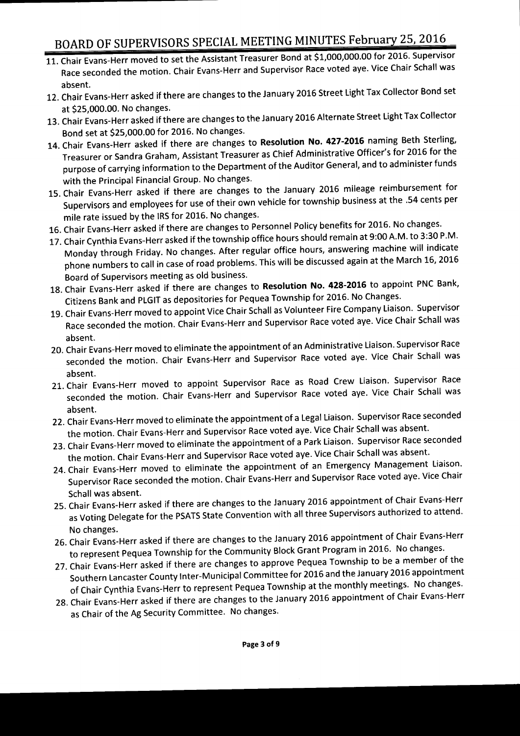11. Chair Evans-Herr moved to set the Assistant Treasurer Bond at $1,000,000.00 for 2016. Supervisor Race seconded the motion. Chair Evans-Herr and Supervisor Race voted aye. Vice Chair Schall was absent.
12. Chair Evans-Herr asked if there are changes to the January 2016 Street Light Tax Collector Bond set at $25,000.00. No changes.
13. Chair Evans-Herr asked if there are changes to the January 2016 Alternate Street Light Tax Collector Bond set at $25,000.00 for 2016. No changes.
14. Chair Evans-Herr asked if there are changes to **Resolution No. 427-2016** naming Beth Sterling, Treasurer or Sandra Graham, Assistant Treasurer as Chief Administrative Officer's for 2016 for the purpose of carrying information to the Department of the Auditor General, and to administer funds with the Principal Financial Group. No changes.
15. Chair Evans-Herr asked if there are changes to the January 2016 mileage reimbursement for Supervisors and employees for use of their own vehicle for township business at the .54 cents per mile rate issued by the IRS for 2016. No changes.
16. Chair Evans-Herr asked if there are changes to Personnel Policy benefits for 2016. No changes.
17. Chair Cynthia Evans-Herr asked if the township office hours should remain at 9:00 A.M. to 3:30 P.M. Monday through Friday. No changes. After regular office hours, answering machine will indicate phone numbers to call in case of road problems. This will be discussed again at the March 16, 2016 Board of Supervisors meeting as old business.
18. Chair Evans-Herr asked if there are changes to **Resolution No. 428-2016** to appoint PNC Bank, Citizens Bank and PLGIT as depositories for Pequea Township for 2016. No Changes.
19. Chair Evans-Herr moved to appoint Vice Chair Schall as Volunteer Fire Company Liaison. Supervisor Race seconded the motion. Chair Evans-Herr and Supervisor Race voted aye. Vice Chair Schall was absent.
20. Chair Evans-Herr moved to eliminate the appointment of an Administrative Liaison. Supervisor Race seconded the motion. Chair Evans-Herr and Supervisor Race voted aye. Vice Chair Schall was absent.
21. Chair Evans-Herr moved to appoint Supervisor Race as Road Crew Liaison. Supervisor Race seconded the motion. Chair Evans-Herr and Supervisor Race voted aye. Vice Chair Schall was absent.
22. Chair Evans-Herr moved to eliminate the appointment of a Legal Liaison. Supervisor Race seconded the motion. Chair Evans-Herr and Supervisor Race voted aye. Vice Chair Schall was absent.
23. Chair Evans-Herr moved to eliminate the appointment of a Park Liaison. Supervisor Race seconded the motion. Chair Evans-Herr and Supervisor Race voted aye. Vice Chair Schall was absent.
24. Chair Evans-Herr moved to eliminate the appointment of an Emergency Management Liaison. Supervisor Race seconded the motion. Chair Evans-Herr and Supervisor Race voted aye. Vice Chair Schall was absent.
25. Chair Evans-Herr asked if there are changes to the January 2016 appointment of Chair Evans-Herr as Voting Delegate for the PSATS State Convention with all three Supervisors authorized to attend. No changes.
26. Chair Evans-Herr asked if there are changes to the January 2016 appointment of Chair Evans-Herr to represent Pequea Township for the Community Block Grant Program in 2016. No changes.
27. Chair Evans-Herr asked if there are changes to approve Pequea Township to be a member of the Southern Lancaster County Inter-Municipal Committee for 2016 and the January 2016 appointment of Chair Cynthia Evans-Herr to represent Pequea Township at the monthly meetings. No changes.
28. Chair Evans-Herr asked if there are changes to the January 2016 appointment of Chair Evans-Herr as Chair of the Ag Security Committee. No changes.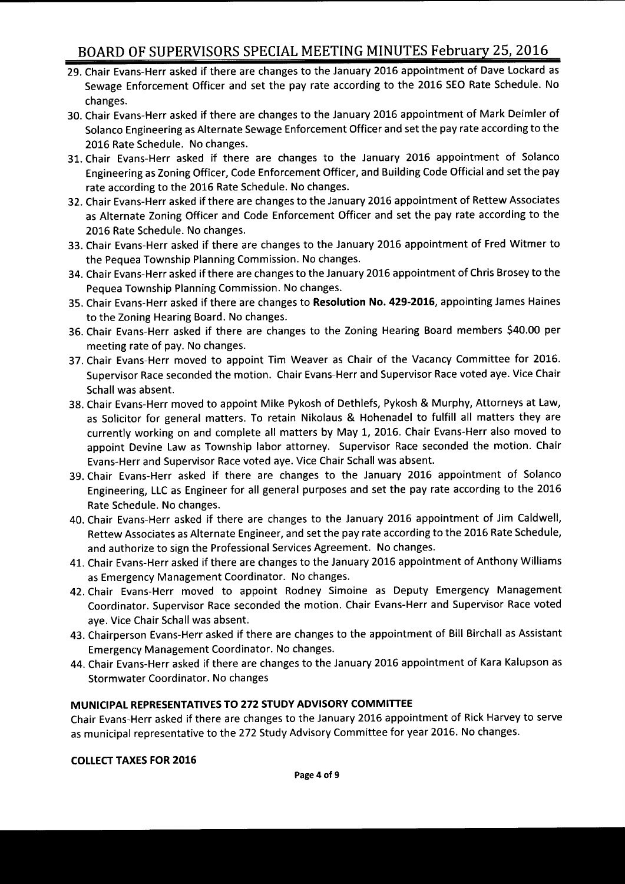29. Chair Evans-Herr asked if there are changes to the January 2016 appointment of Dave Lockard as Sewage Enforcement Officer and set the pay rate according to the 2016 SEO Rate Schedule. No changes.
30. Chair Evans-Herr asked if there are changes to the January 2016 appointment of Mark Deimler of Solanco Engineering as Alternate Sewage Enforcement Officer and set the pay rate according to the 2016 Rate Schedule. No changes.
31. Chair Evans-Herr asked if there are changes to the January 2016 appointment of Solanco Engineering as Zoning Officer, Code Enforcement Officer, and Building Code Official and set the pay rate according to the 2016 Rate Schedule. No changes.
32. Chair Evans-Herr asked if there are changes to the January 2016 appointment of Rettew Associates as Alternate Zoning Officer and Code Enforcement Officer and set the pay rate according to the 2016 Rate Schedule. No changes.
33. Chair Evans-Herr asked if there are changes to the January 2016 appointment of Fred Witmer to the Pequea Township Planning Commission. No changes.
34. Chair Evans-Herr asked if there are changes to the January 2016 appointment of Chris Brosey to the Pequea Township Planning Commission. No changes.
35. Chair Evans-Herr asked if there are changes to **Resolution No. 429-2016**, appointing James Haines to the Zoning Hearing Board. No changes.
36. Chair Evans-Herr asked if there are changes to the Zoning Hearing Board members $40.00 per meeting rate of pay. No changes.
37. Chair Evans-Herr moved to appoint Tim Weaver as Chair of the Vacancy Committee for 2016. Supervisor Race seconded the motion. Chair Evans-Herr and Supervisor Race voted aye. Vice Chair Schall was absent.
38. Chair Evans-Herr moved to appoint Mike Pykosh of Dethlefs, Pykosh & Murphy, Attorneys at Law, as Solicitor for general matters. To retain Nikolaus & Hohenadel to fulfill all matters they are currently working on and complete all matters by May 1, 2016. Chair Evans-Herr also moved to appoint Devine Law as Township labor attorney. Supervisor Race seconded the motion. Chair Evans-Herr and Supervisor Race voted aye. Vice Chair Schall was absent.
39. Chair Evans-Herr asked if there are changes to the January 2016 appointment of Solanco Engineering, LLC as Engineer for all general purposes and set the pay rate according to the 2016 Rate Schedule. No changes.
40. Chair Evans-Herr asked if there are changes to the January 2016 appointment of Jim Caldwell, Rettew Associates as Alternate Engineer, and set the pay rate according to the 2016 Rate Schedule, and authorize to sign the Professional Services Agreement. No changes.
41. Chair Evans-Herr asked if there are changes to the January 2016 appointment of Anthony Williams as Emergency Management Coordinator. No changes.
42. Chair Evans-Herr moved to appoint Rodney Simoine as Deputy Emergency Management Coordinator. Supervisor Race seconded the motion. Chair Evans-Herr and Supervisor Race voted aye. Vice Chair Schall was absent.
43. Chairperson Evans-Herr asked if there are changes to the appointment of Bill Birchall as Assistant Emergency Management Coordinator. No changes.
44. Chair Evans-Herr asked if there are changes to the January 2016 appointment of Kara Kalupson as Stormwater Coordinator. No changes

**MUNICIPAL REPRESENTATIVES TO 272 STUDY ADVISORY COMMITTEE**

Chair Evans-Herr asked if there are changes to the January 2016 appointment of Rick Harvey to serve as municipal representative to the 272 Study Advisory Committee for year 2016. No changes.

**COLLECT TAXES FOR 2016**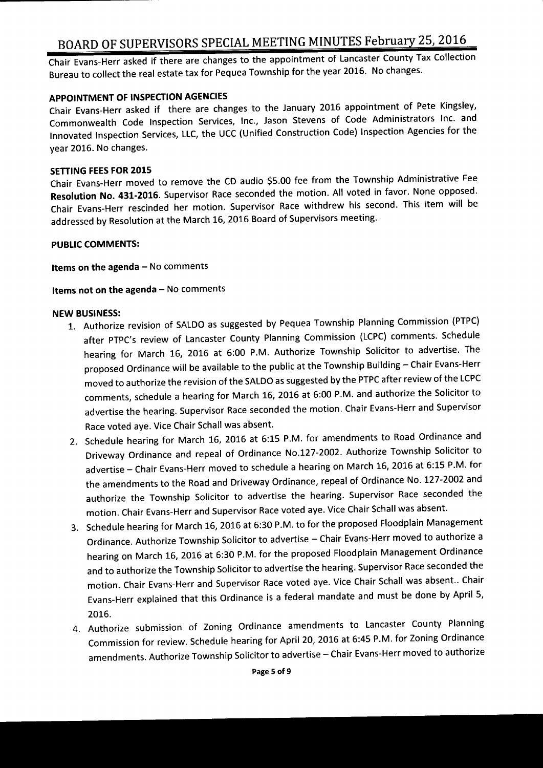Chair Evans-Herr asked if there are changes to the appointment of Lancaster County Tax Collection Bureau to collect the real estate tax for Pequea Township for the year 2016. No changes.

**APPOINTMENT OF INSPECTION AGENCIES**

Chair Evans-Herr asked if there are changes to the January 2016 appointment of Pete Kingsley, Commonwealth Code Inspection Services, Inc., Jason Stevens of Code Administrators Inc. and Innovated Inspection Services, LLC, the UCC (Unified Construction Code) Inspection Agencies for the year 2016. No changes.

**SETTING FEES FOR 2015**

Chair Evans-Herr moved to remove the CD audio $5.00 fee from the Township Administrative Fee **Resolution No. 431-2016**. Supervisor Race seconded the motion. All voted in favor. None opposed. Chair Evans-Herr rescinded her motion. Supervisor Race withdrew his second. This item will be addressed by Resolution at the March 16, 2016 Board of Supervisors meeting.

**PUBLIC COMMENTS:**

**Items on the agenda** – No comments

**Items not on the agenda** – No comments

**NEW BUSINESS:**

1. Authorize revision of SALDO as suggested by Pequea Township Planning Commission (PTPC) after PTPC's review of Lancaster County Planning Commission (LCPC) comments. Schedule hearing for March 16, 2016 at 6:00 P.M. Authorize Township Solicitor to advertise. The proposed Ordinance will be available to the public at the Township Building – Chair Evans-Herr moved to authorize the revision of the SALDO as suggested by the PTPC after review of the LCPC comments, schedule a hearing for March 16, 2016 at 6:00 P.M. and authorize the Solicitor to advertise the hearing. Supervisor Race seconded the motion. Chair Evans-Herr and Supervisor Race voted aye. Vice Chair Schall was absent.
2. Schedule hearing for March 16, 2016 at 6:15 P.M. for amendments to Road Ordinance and Driveway Ordinance and repeal of Ordinance No.127-2002. Authorize Township Solicitor to advertise – Chair Evans-Herr moved to schedule a hearing on March 16, 2016 at 6:15 P.M. for the amendments to the Road and Driveway Ordinance, repeal of Ordinance No. 127-2002 and authorize the Township Solicitor to advertise the hearing. Supervisor Race seconded the motion. Chair Evans-Herr and Supervisor Race voted aye. Vice Chair Schall was absent.
3. Schedule hearing for March 16, 2016 at 6:30 P.M. to for the proposed Floodplain Management Ordinance. Authorize Township Solicitor to advertise – Chair Evans-Herr moved to authorize a hearing on March 16, 2016 at 6:30 P.M. for the proposed Floodplain Management Ordinance and to authorize the Township Solicitor to advertise the hearing. Supervisor Race seconded the motion. Chair Evans-Herr and Supervisor Race voted aye. Vice Chair Schall was absent.. Chair Evans-Herr explained that this Ordinance is a federal mandate and must be done by April 5, 2016.
4. Authorize submission of Zoning Ordinance amendments to Lancaster County Planning Commission for review. Schedule hearing for April 20, 2016 at 6:45 P.M. for Zoning Ordinance amendments. Authorize Township Solicitor to advertise – Chair Evans-Herr moved to authorize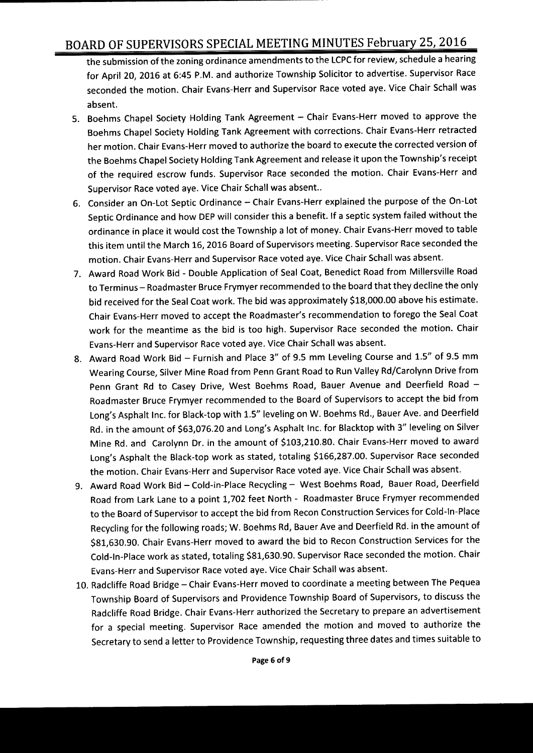the submission of the zoning ordinance amendments to the LCPC for review, schedule a hearing for April 20, 2016 at 6:45 P.M. and authorize Township Solicitor to advertise. Supervisor Race seconded the motion. Chair Evans-Herr and Supervisor Race voted aye. Vice Chair Schall was absent.

5. Boehms Chapel Society Holding Tank Agreement – Chair Evans-Herr moved to approve the Boehms Chapel Society Holding Tank Agreement with corrections. Chair Evans-Herr retracted her motion. Chair Evans-Herr moved to authorize the board to execute the corrected version of the Boehms Chapel Society Holding Tank Agreement and release it upon the Township's receipt of the required escrow funds. Supervisor Race seconded the motion. Chair Evans-Herr and Supervisor Race voted aye. Vice Chair Schall was absent..
6. Consider an On-Lot Septic Ordinance – Chair Evans-Herr explained the purpose of the On-Lot Septic Ordinance and how DEP will consider this a benefit. If a septic system failed without the ordinance in place it would cost the Township a lot of money. Chair Evans-Herr moved to table this item until the March 16, 2016 Board of Supervisors meeting. Supervisor Race seconded the motion. Chair Evans-Herr and Supervisor Race voted aye. Vice Chair Schall was absent.
7. Award Road Work Bid - Double Application of Seal Coat, Benedict Road from Millersville Road to Terminus – Roadmaster Bruce Frymyer recommended to the board that they decline the only bid received for the Seal Coat work. The bid was approximately $18,000.00 above his estimate. Chair Evans-Herr moved to accept the Roadmaster's recommendation to forego the Seal Coat work for the meantime as the bid is too high. Supervisor Race seconded the motion. Chair Evans-Herr and Supervisor Race voted aye. Vice Chair Schall was absent.
8. Award Road Work Bid – Furnish and Place 3" of 9.5 mm Leveling Course and 1.5" of 9.5 mm Wearing Course, Silver Mine Road from Penn Grant Road to Run Valley Rd/Carolynn Drive from Penn Grant Rd to Casey Drive, West Boehms Road, Bauer Avenue and Deerfield Road – Roadmaster Bruce Frymyer recommended to the Board of Supervisors to accept the bid from Long's Asphalt Inc. for Black-top with 1.5" leveling on W. Boehms Rd., Bauer Ave. and Deerfield Rd. in the amount of $63,076.20 and Long's Asphalt Inc. for Blacktop with 3" leveling on Silver Mine Rd. and Carolynn Dr. in the amount of $103,210.80. Chair Evans-Herr moved to award Long's Asphalt the Black-top work as stated, totaling $166,287.00. Supervisor Race seconded the motion. Chair Evans-Herr and Supervisor Race voted aye. Vice Chair Schall was absent.
9. Award Road Work Bid – Cold-in-Place Recycling – West Boehms Road, Bauer Road, Deerfield Road from Lark Lane to a point 1,702 feet North - Roadmaster Bruce Frymyer recommended to the Board of Supervisor to accept the bid from Recon Construction Services for Cold-In-Place Recycling for the following roads; W. Boehms Rd, Bauer Ave and Deerfield Rd. in the amount of $81,630.90. Chair Evans-Herr moved to award the bid to Recon Construction Services for the Cold-In-Place work as stated, totaling $81,630.90. Supervisor Race seconded the motion. Chair Evans-Herr and Supervisor Race voted aye. Vice Chair Schall was absent.
10. Radcliffe Road Bridge – Chair Evans-Herr moved to coordinate a meeting between The Pequea Township Board of Supervisors and Providence Township Board of Supervisors, to discuss the Radcliffe Road Bridge. Chair Evans-Herr authorized the Secretary to prepare an advertisement for a special meeting. Supervisor Race amended the motion and moved to authorize the Secretary to send a letter to Providence Township, requesting three dates and times suitable to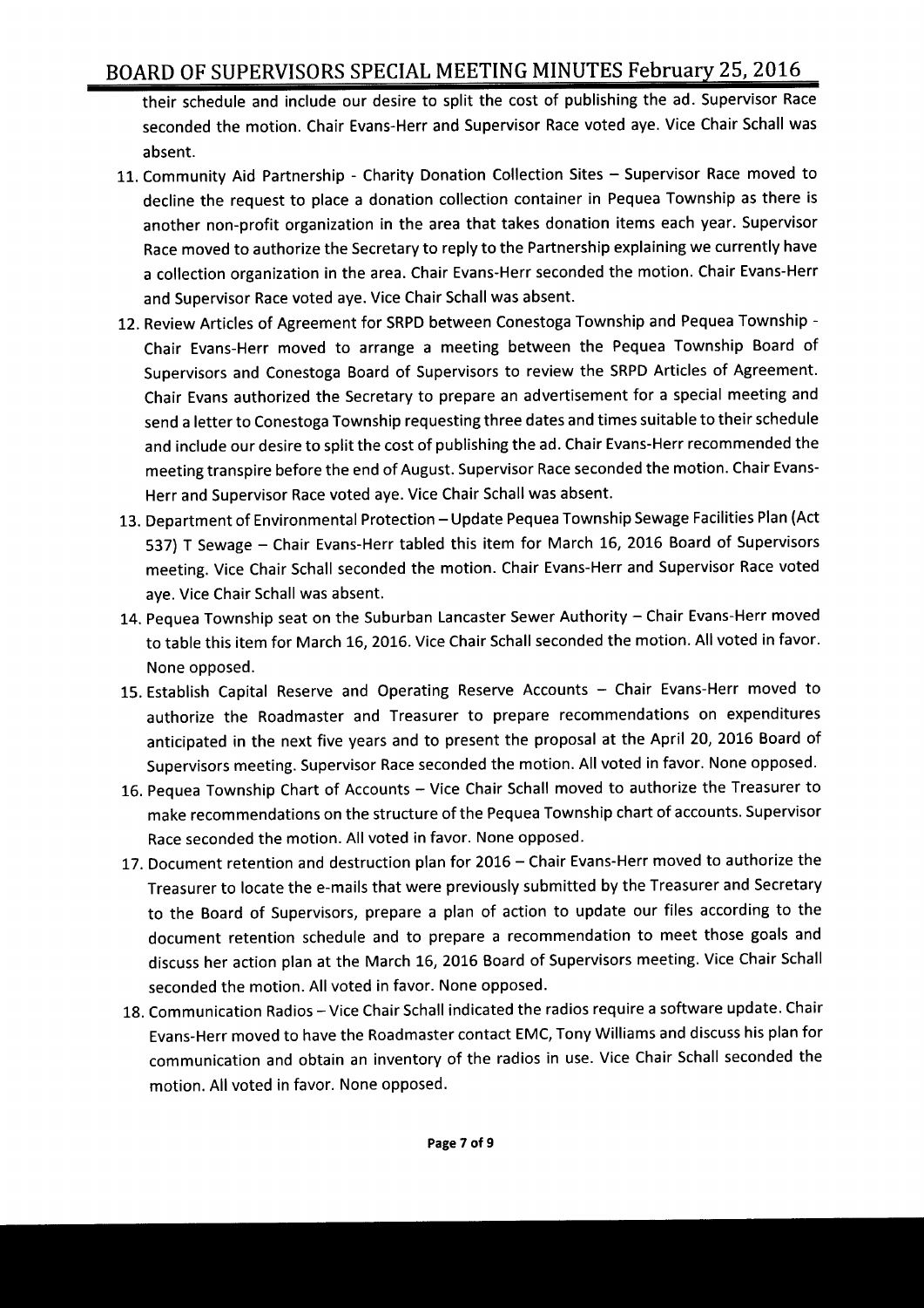their schedule and include our desire to split the cost of publishing the ad. Supervisor Race seconded the motion. Chair Evans-Herr and Supervisor Race voted aye. Vice Chair Schall was absent.

11. Community Aid Partnership - Charity Donation Collection Sites – Supervisor Race moved to decline the request to place a donation collection container in Pequea Township as there is another non-profit organization in the area that takes donation items each year. Supervisor Race moved to authorize the Secretary to reply to the Partnership explaining we currently have a collection organization in the area. Chair Evans-Herr seconded the motion. Chair Evans-Herr and Supervisor Race voted aye. Vice Chair Schall was absent.
12. Review Articles of Agreement for SRPD between Conestoga Township and Pequea Township - Chair Evans-Herr moved to arrange a meeting between the Pequea Township Board of Supervisors and Conestoga Board of Supervisors to review the SRPD Articles of Agreement. Chair Evans authorized the Secretary to prepare an advertisement for a special meeting and send a letter to Conestoga Township requesting three dates and times suitable to their schedule and include our desire to split the cost of publishing the ad. Chair Evans-Herr recommended the meeting transpire before the end of August. Supervisor Race seconded the motion. Chair Evans-Herr and Supervisor Race voted aye. Vice Chair Schall was absent.
13. Department of Environmental Protection – Update Pequea Township Sewage Facilities Plan (Act 537) T Sewage – Chair Evans-Herr tabled this item for March 16, 2016 Board of Supervisors meeting. Vice Chair Schall seconded the motion. Chair Evans-Herr and Supervisor Race voted aye. Vice Chair Schall was absent.
14. Pequea Township seat on the Suburban Lancaster Sewer Authority – Chair Evans-Herr moved to table this item for March 16, 2016. Vice Chair Schall seconded the motion. All voted in favor. None opposed.
15. Establish Capital Reserve and Operating Reserve Accounts – Chair Evans-Herr moved to authorize the Roadmaster and Treasurer to prepare recommendations on expenditures anticipated in the next five years and to present the proposal at the April 20, 2016 Board of Supervisors meeting. Supervisor Race seconded the motion. All voted in favor. None opposed.
16. Pequea Township Chart of Accounts – Vice Chair Schall moved to authorize the Treasurer to make recommendations on the structure of the Pequea Township chart of accounts. Supervisor Race seconded the motion. All voted in favor. None opposed.
17. Document retention and destruction plan for 2016 – Chair Evans-Herr moved to authorize the Treasurer to locate the e-mails that were previously submitted by the Treasurer and Secretary to the Board of Supervisors, prepare a plan of action to update our files according to the document retention schedule and to prepare a recommendation to meet those goals and discuss her action plan at the March 16, 2016 Board of Supervisors meeting. Vice Chair Schall seconded the motion. All voted in favor. None opposed.
18. Communication Radios – Vice Chair Schall indicated the radios require a software update. Chair Evans-Herr moved to have the Roadmaster contact EMC, Tony Williams and discuss his plan for communication and obtain an inventory of the radios in use. Vice Chair Schall seconded the motion. All voted in favor. None opposed.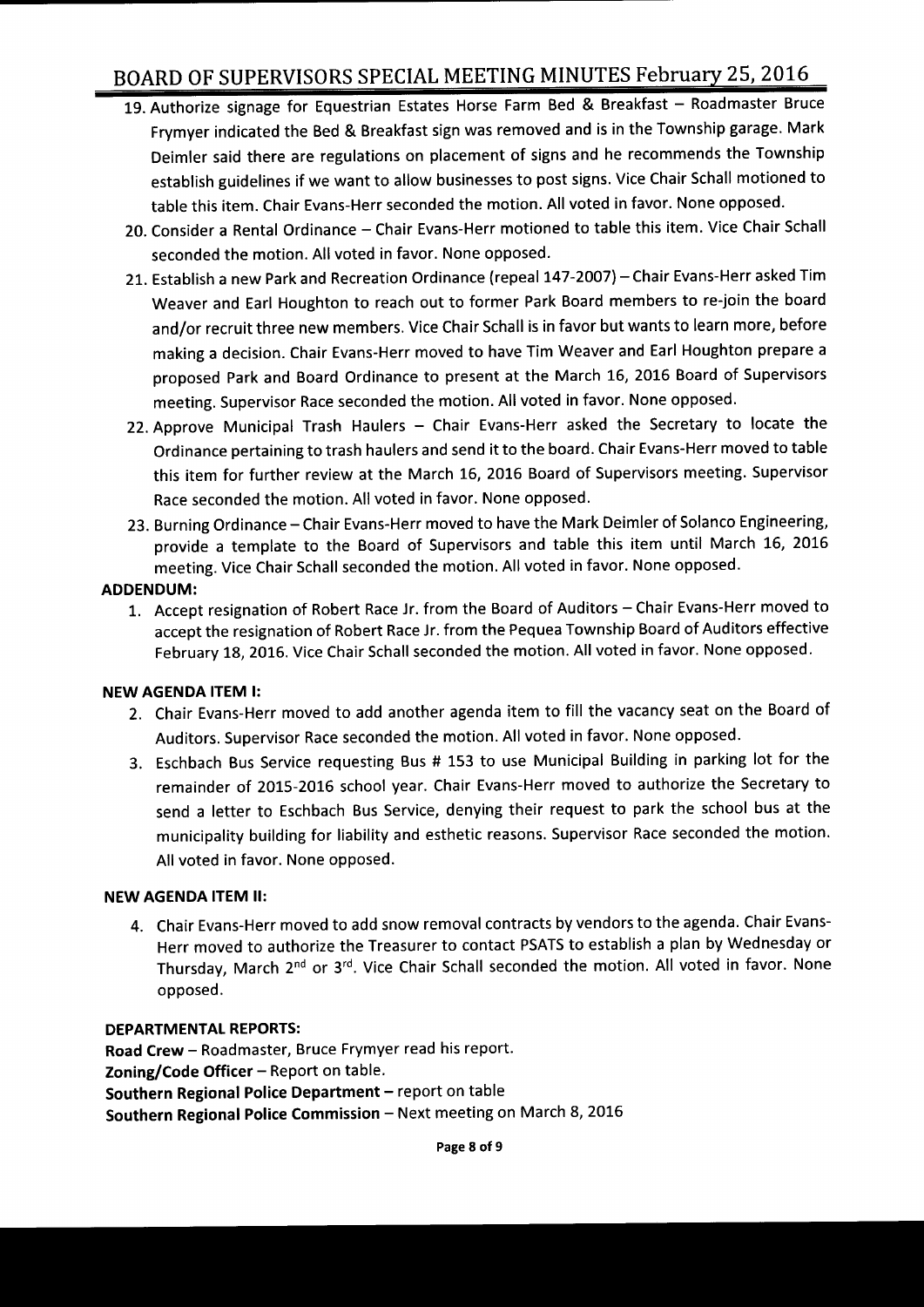19. Authorize signage for Equestrian Estates Horse Farm Bed & Breakfast – Roadmaster Bruce Frymyer indicated the Bed & Breakfast sign was removed and is in the Township garage. Mark Deimler said there are regulations on placement of signs and he recommends the Township establish guidelines if we want to allow businesses to post signs. Vice Chair Schall motioned to table this item. Chair Evans-Herr seconded the motion. All voted in favor. None opposed.
20. Consider a Rental Ordinance – Chair Evans-Herr motioned to table this item. Vice Chair Schall seconded the motion. All voted in favor. None opposed.
21. Establish a new Park and Recreation Ordinance (repeal 147-2007) – Chair Evans-Herr asked Tim Weaver and Earl Houghton to reach out to former Park Board members to re-join the board and/or recruit three new members. Vice Chair Schall is in favor but wants to learn more, before making a decision. Chair Evans-Herr moved to have Tim Weaver and Earl Houghton prepare a proposed Park and Board Ordinance to present at the March 16, 2016 Board of Supervisors meeting. Supervisor Race seconded the motion. All voted in favor. None opposed.
22. Approve Municipal Trash Haulers – Chair Evans-Herr asked the Secretary to locate the Ordinance pertaining to trash haulers and send it to the board. Chair Evans-Herr moved to table this item for further review at the March 16, 2016 Board of Supervisors meeting. Supervisor Race seconded the motion. All voted in favor. None opposed.
23. Burning Ordinance – Chair Evans-Herr moved to have the Mark Deimler of Solanco Engineering, provide a template to the Board of Supervisors and table this item until March 16, 2016 meeting. Vice Chair Schall seconded the motion. All voted in favor. None opposed.

**ADDENDUM:**

1. Accept resignation of Robert Race Jr. from the Board of Auditors – Chair Evans-Herr moved to accept the resignation of Robert Race Jr. from the Pequea Township Board of Auditors effective February 18, 2016. Vice Chair Schall seconded the motion. All voted in favor. None opposed.

**NEW AGENDA ITEM I:**

2. Chair Evans-Herr moved to add another agenda item to fill the vacancy seat on the Board of Auditors. Supervisor Race seconded the motion. All voted in favor. None opposed.
3. Eschbach Bus Service requesting Bus # 153 to use Municipal Building in parking lot for the remainder of 2015-2016 school year. Chair Evans-Herr moved to authorize the Secretary to send a letter to Eschbach Bus Service, denying their request to park the school bus at the municipality building for liability and esthetic reasons. Supervisor Race seconded the motion. All voted in favor. None opposed.

**NEW AGENDA ITEM II:**

4. Chair Evans-Herr moved to add snow removal contracts by vendors to the agenda. Chair Evans-Herr moved to authorize the Treasurer to contact PSATS to establish a plan by Wednesday or Thursday, March 2nd or 3rd. Vice Chair Schall seconded the motion. All voted in favor. None opposed.

**DEPARTMENTAL REPORTS:**

**Road Crew** – Roadmaster, Bruce Frymyer read his report.
**Zoning/Code Officer** – Report on table.
**Southern Regional Police Department** – report on table
**Southern Regional Police Commission** – Next meeting on March 8, 2016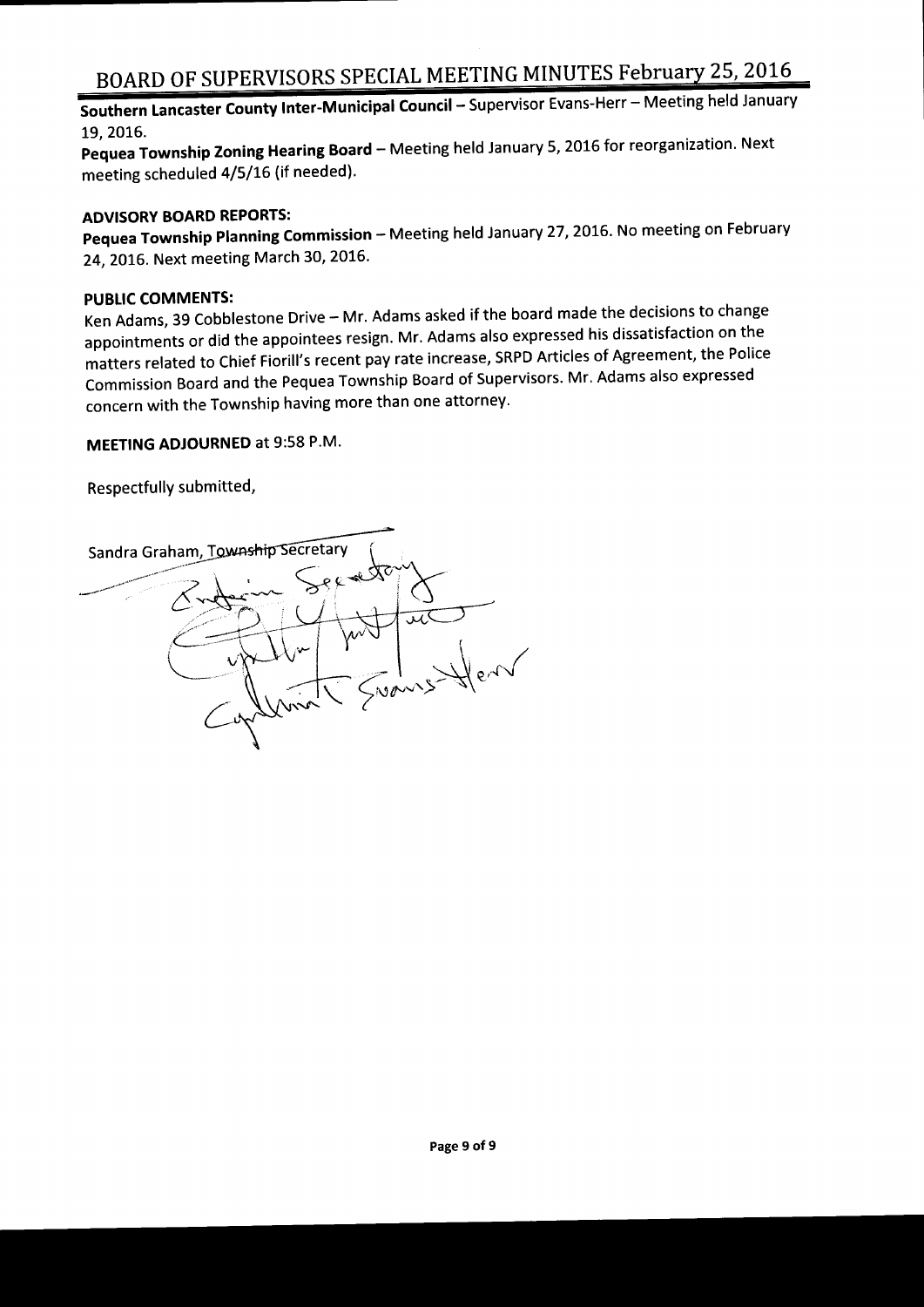**Southern Lancaster County Inter-Municipal Council** – Supervisor Evans-Herr – Meeting held January 19, 2016.

**Pequea Township Zoning Hearing Board** – Meeting held January 5, 2016 for reorganization. Next meeting scheduled 4/5/16 (if needed).

**ADVISORY BOARD REPORTS:**

**Pequea Township Planning Commission** – Meeting held January 27, 2016. No meeting on February 24, 2016. Next meeting March 30, 2016.

**PUBLIC COMMENTS:**

Ken Adams, 39 Cobblestone Drive – Mr. Adams asked if the board made the decisions to change appointments or did the appointees resign. Mr. Adams also expressed his dissatisfaction on the matters related to Chief Fiorill's recent pay rate increase, SRPD Articles of Agreement, the Police Commission Board and the Pequea Township Board of Supervisors. Mr. Adams also expressed concern with the Township having more than one attorney.

**MEETING ADJOURNED** at 9:58 P.M.

Respectfully submitted,

~~Sandra Graham, Township Secretary~~

Interim Secretary

Cynthia Evans-Herr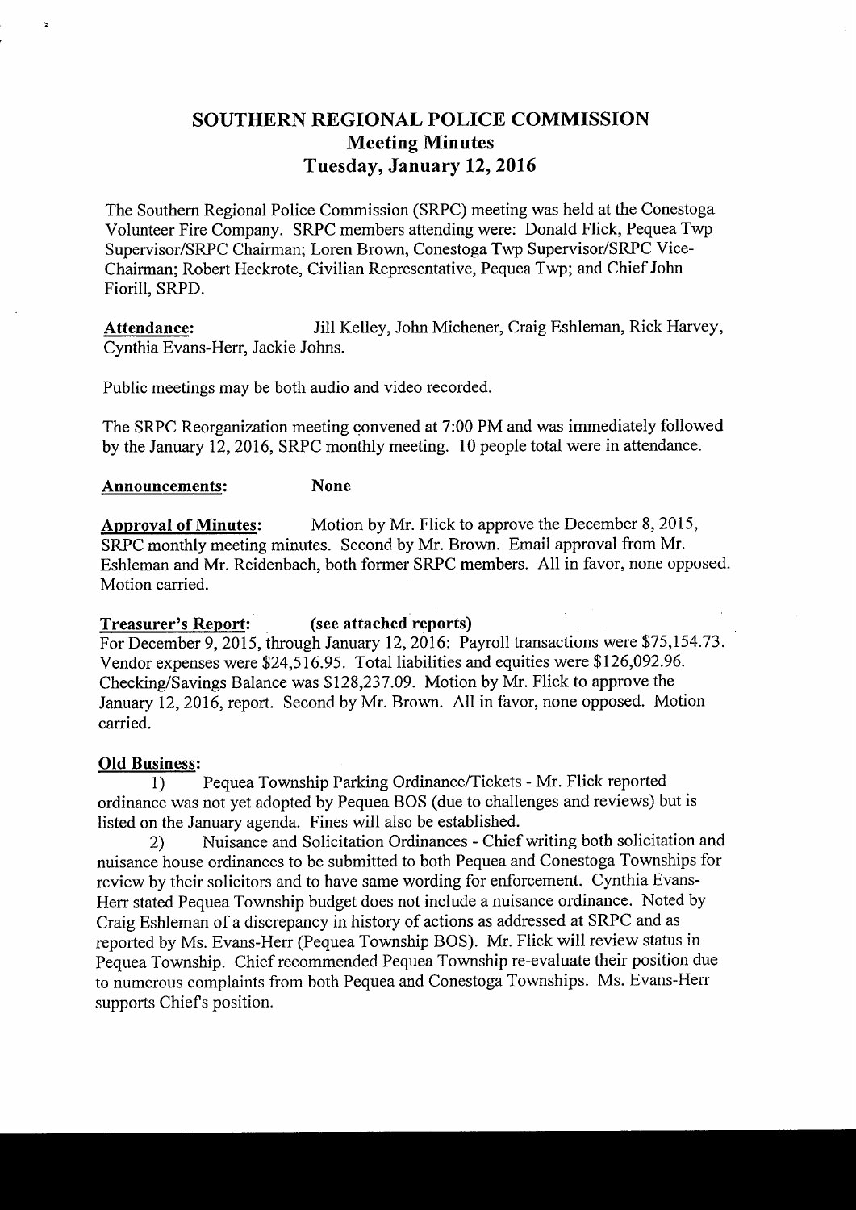# SOUTHERN REGIONAL POLICE COMMISSION
## Meeting Minutes
## Tuesday, January 12, 2016

The Southern Regional Police Commission (SRPC) meeting was held at the Conestoga Volunteer Fire Company. SRPC members attending were: Donald Flick, Pequea Twp Supervisor/SRPC Chairman; Loren Brown, Conestoga Twp Supervisor/SRPC Vice-Chairman; Robert Heckrote, Civilian Representative, Pequea Twp; and Chief John Fiorill, SRPD.

**Attendance:** Jill Kelley, John Michener, Craig Eshleman, Rick Harvey, Cynthia Evans-Herr, Jackie Johns.

Public meetings may be both audio and video recorded.

The SRPC Reorganization meeting convened at 7:00 PM and was immediately followed by the January 12, 2016, SRPC monthly meeting. 10 people total were in attendance.

**Announcements:** **None**

**Approval of Minutes:** Motion by Mr. Flick to approve the December 8, 2015, SRPC monthly meeting minutes. Second by Mr. Brown. Email approval from Mr. Eshleman and Mr. Reidenbach, both former SRPC members. All in favor, none opposed. Motion carried.

**Treasurer's Report:** **(see attached reports)**
For December 9, 2015, through January 12, 2016: Payroll transactions were $75,154.73. Vendor expenses were $24,516.95. Total liabilities and equities were $126,092.96. Checking/Savings Balance was $128,237.09. Motion by Mr. Flick to approve the January 12, 2016, report. Second by Mr. Brown. All in favor, none opposed. Motion carried.

**Old Business:**

1) Pequea Township Parking Ordinance/Tickets - Mr. Flick reported ordinance was not yet adopted by Pequea BOS (due to challenges and reviews) but is listed on the January agenda. Fines will also be established.

2) Nuisance and Solicitation Ordinances - Chief writing both solicitation and nuisance house ordinances to be submitted to both Pequea and Conestoga Townships for review by their solicitors and to have same wording for enforcement. Cynthia Evans-Herr stated Pequea Township budget does not include a nuisance ordinance. Noted by Craig Eshleman of a discrepancy in history of actions as addressed at SRPC and as reported by Ms. Evans-Herr (Pequea Township BOS). Mr. Flick will review status in Pequea Township. Chief recommended Pequea Township re-evaluate their position due to numerous complaints from both Pequea and Conestoga Townships. Ms. Evans-Herr supports Chief's position.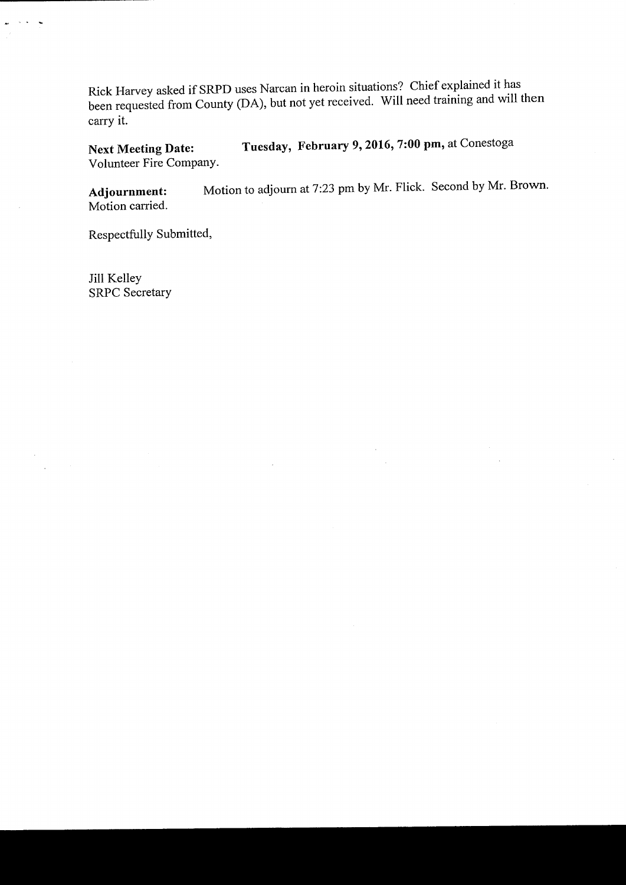Rick Harvey asked if SRPD uses Narcan in heroin situations? Chief explained it has been requested from County (DA), but not yet received. Will need training and will then carry it.

**Next Meeting Date:** **Tuesday, February 9, 2016, 7:00 pm,** at Conestoga Volunteer Fire Company.

**Adjournment:** Motion to adjourn at 7:23 pm by Mr. Flick. Second by Mr. Brown. Motion carried.

Respectfully Submitted,

Jill Kelley
SRPC Secretary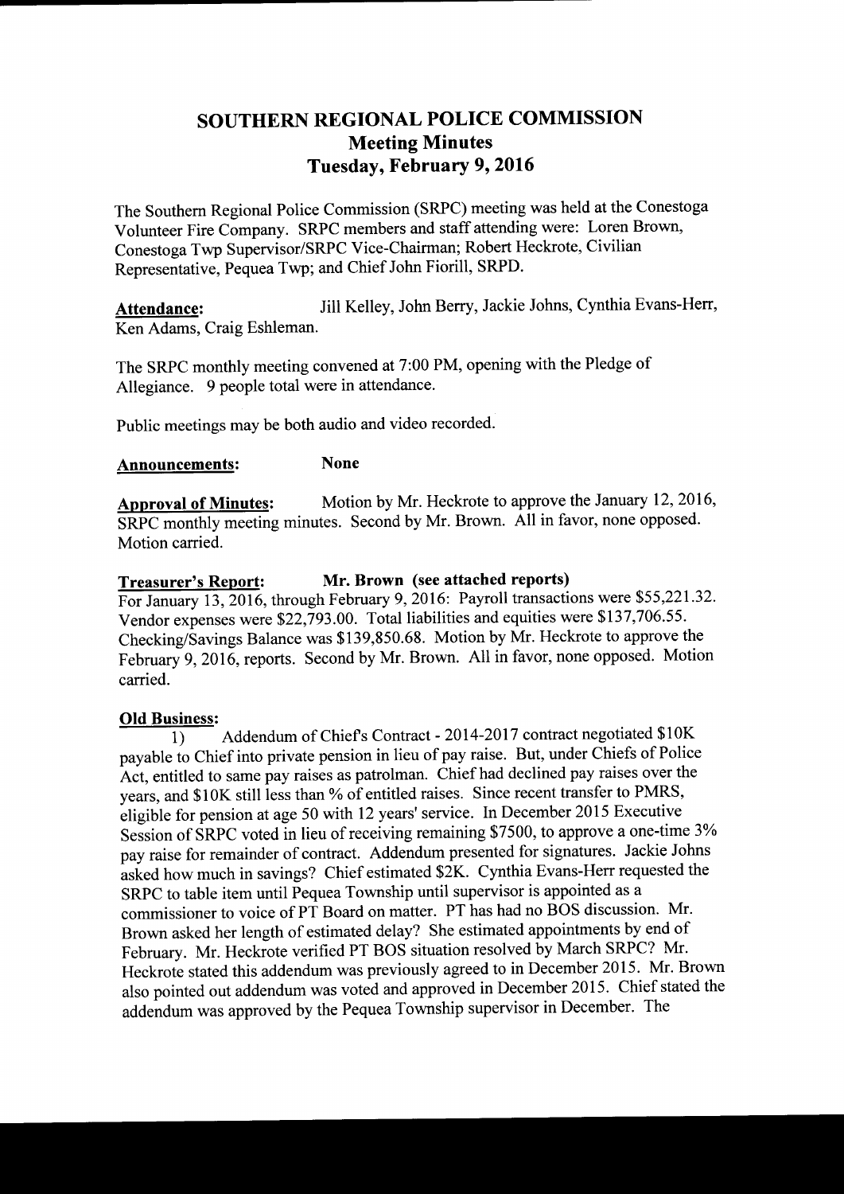# SOUTHERN REGIONAL POLICE COMMISSION
## Meeting Minutes
## Tuesday, February 9, 2016

The Southern Regional Police Commission (SRPC) meeting was held at the Conestoga Volunteer Fire Company. SRPC members and staff attending were: Loren Brown, Conestoga Twp Supervisor/SRPC Vice-Chairman; Robert Heckrote, Civilian Representative, Pequea Twp; and Chief John Fiorill, SRPD.

**Attendance:** Jill Kelley, John Berry, Jackie Johns, Cynthia Evans-Herr, Ken Adams, Craig Eshleman.

The SRPC monthly meeting convened at 7:00 PM, opening with the Pledge of Allegiance. 9 people total were in attendance.

Public meetings may be both audio and video recorded.

**Announcements:** **None**

**Approval of Minutes:** Motion by Mr. Heckrote to approve the January 12, 2016, SRPC monthly meeting minutes. Second by Mr. Brown. All in favor, none opposed. Motion carried.

**Treasurer's Report:** **Mr. Brown (see attached reports)**

For January 13, 2016, through February 9, 2016: Payroll transactions were $55,221.32. Vendor expenses were $22,793.00. Total liabilities and equities were $137,706.55. Checking/Savings Balance was $139,850.68. Motion by Mr. Heckrote to approve the February 9, 2016, reports. Second by Mr. Brown. All in favor, none opposed. Motion carried.

**Old Business:**

1) Addendum of Chief's Contract - 2014-2017 contract negotiated $10K payable to Chief into private pension in lieu of pay raise. But, under Chiefs of Police Act, entitled to same pay raises as patrolman. Chief had declined pay raises over the years, and $10K still less than % of entitled raises. Since recent transfer to PMRS, eligible for pension at age 50 with 12 years' service. In December 2015 Executive Session of SRPC voted in lieu of receiving remaining $7500, to approve a one-time 3% pay raise for remainder of contract. Addendum presented for signatures. Jackie Johns asked how much in savings? Chief estimated $2K. Cynthia Evans-Herr requested the SRPC to table item until Pequea Township until supervisor is appointed as a commissioner to voice of PT Board on matter. PT has had no BOS discussion. Mr. Brown asked her length of estimated delay? She estimated appointments by end of February. Mr. Heckrote verified PT BOS situation resolved by March SRPC? Mr. Heckrote stated this addendum was previously agreed to in December 2015. Mr. Brown also pointed out addendum was voted and approved in December 2015. Chief stated the addendum was approved by the Pequea Township supervisor in December. The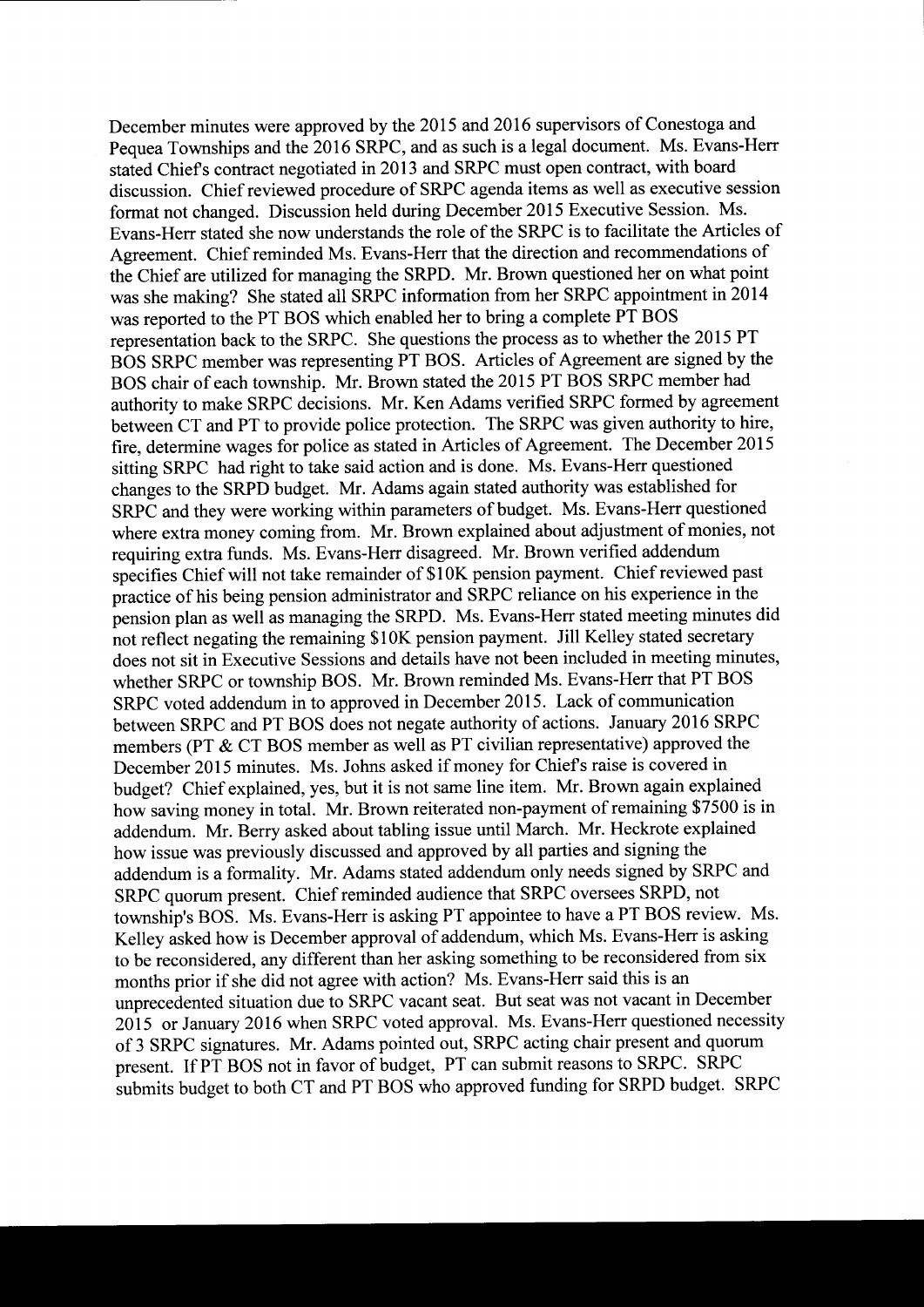December minutes were approved by the 2015 and 2016 supervisors of Conestoga and Pequea Townships and the 2016 SRPC, and as such is a legal document. Ms. Evans-Herr stated Chief's contract negotiated in 2013 and SRPC must open contract, with board discussion. Chief reviewed procedure of SRPC agenda items as well as executive session format not changed. Discussion held during December 2015 Executive Session. Ms. Evans-Herr stated she now understands the role of the SRPC is to facilitate the Articles of Agreement. Chief reminded Ms. Evans-Herr that the direction and recommendations of the Chief are utilized for managing the SRPD. Mr. Brown questioned her on what point was she making? She stated all SRPC information from her SRPC appointment in 2014 was reported to the PT BOS which enabled her to bring a complete PT BOS representation back to the SRPC. She questions the process as to whether the 2015 PT BOS SRPC member was representing PT BOS. Articles of Agreement are signed by the BOS chair of each township. Mr. Brown stated the 2015 PT BOS SRPC member had authority to make SRPC decisions. Mr. Ken Adams verified SRPC formed by agreement between CT and PT to provide police protection. The SRPC was given authority to hire, fire, determine wages for police as stated in Articles of Agreement. The December 2015 sitting SRPC had right to take said action and is done. Ms. Evans-Herr questioned changes to the SRPD budget. Mr. Adams again stated authority was established for SRPC and they were working within parameters of budget. Ms. Evans-Herr questioned where extra money coming from. Mr. Brown explained about adjustment of monies, not requiring extra funds. Ms. Evans-Herr disagreed. Mr. Brown verified addendum specifies Chief will not take remainder of $10K pension payment. Chief reviewed past practice of his being pension administrator and SRPC reliance on his experience in the pension plan as well as managing the SRPD. Ms. Evans-Herr stated meeting minutes did not reflect negating the remaining $10K pension payment. Jill Kelley stated secretary does not sit in Executive Sessions and details have not been included in meeting minutes, whether SRPC or township BOS. Mr. Brown reminded Ms. Evans-Herr that PT BOS SRPC voted addendum in to approved in December 2015. Lack of communication between SRPC and PT BOS does not negate authority of actions. January 2016 SRPC members (PT & CT BOS member as well as PT civilian representative) approved the December 2015 minutes. Ms. Johns asked if money for Chief's raise is covered in budget? Chief explained, yes, but it is not same line item. Mr. Brown again explained how saving money in total. Mr. Brown reiterated non-payment of remaining $7500 is in addendum. Mr. Berry asked about tabling issue until March. Mr. Heckrote explained how issue was previously discussed and approved by all parties and signing the addendum is a formality. Mr. Adams stated addendum only needs signed by SRPC and SRPC quorum present. Chief reminded audience that SRPC oversees SRPD, not township's BOS. Ms. Evans-Herr is asking PT appointee to have a PT BOS review. Ms. Kelley asked how is December approval of addendum, which Ms. Evans-Herr is asking to be reconsidered, any different than her asking something to be reconsidered from six months prior if she did not agree with action? Ms. Evans-Herr said this is an unprecedented situation due to SRPC vacant seat. But seat was not vacant in December 2015 or January 2016 when SRPC voted approval. Ms. Evans-Herr questioned necessity of 3 SRPC signatures. Mr. Adams pointed out, SRPC acting chair present and quorum present. If PT BOS not in favor of budget, PT can submit reasons to SRPC. SRPC submits budget to both CT and PT BOS who approved funding for SRPD budget. SRPC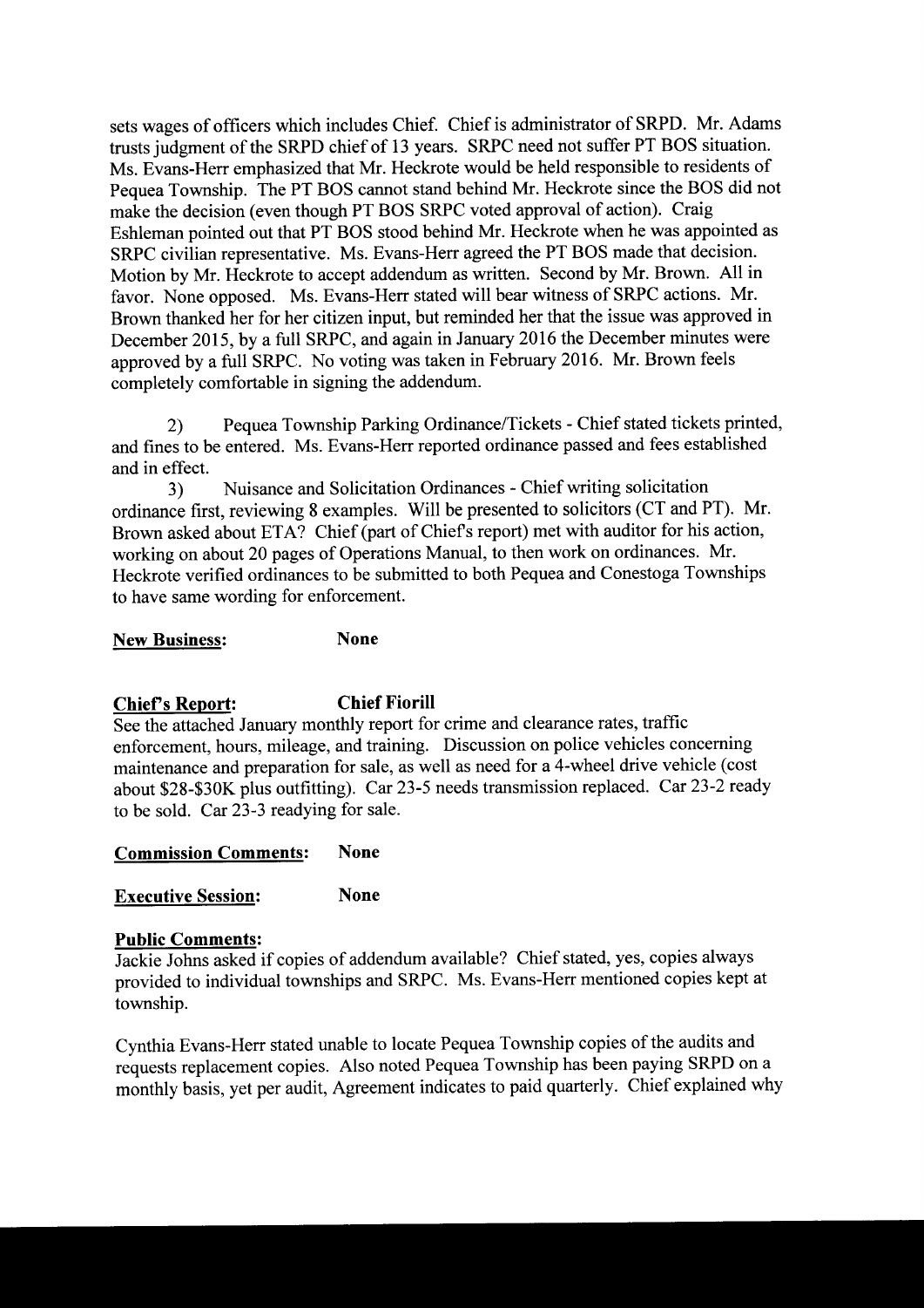sets wages of officers which includes Chief. Chief is administrator of SRPD. Mr. Adams trusts judgment of the SRPD chief of 13 years. SRPC need not suffer PT BOS situation. Ms. Evans-Herr emphasized that Mr. Heckrote would be held responsible to residents of Pequea Township. The PT BOS cannot stand behind Mr. Heckrote since the BOS did not make the decision (even though PT BOS SRPC voted approval of action). Craig Eshleman pointed out that PT BOS stood behind Mr. Heckrote when he was appointed as SRPC civilian representative. Ms. Evans-Herr agreed the PT BOS made that decision. Motion by Mr. Heckrote to accept addendum as written. Second by Mr. Brown. All in favor. None opposed. Ms. Evans-Herr stated will bear witness of SRPC actions. Mr. Brown thanked her for her citizen input, but reminded her that the issue was approved in December 2015, by a full SRPC, and again in January 2016 the December minutes were approved by a full SRPC. No voting was taken in February 2016. Mr. Brown feels completely comfortable in signing the addendum.

2) Pequea Township Parking Ordinance/Tickets - Chief stated tickets printed, and fines to be entered. Ms. Evans-Herr reported ordinance passed and fees established and in effect.

3) Nuisance and Solicitation Ordinances - Chief writing solicitation ordinance first, reviewing 8 examples. Will be presented to solicitors (CT and PT). Mr. Brown asked about ETA? Chief (part of Chief's report) met with auditor for his action, working on about 20 pages of Operations Manual, to then work on ordinances. Mr. Heckrote verified ordinances to be submitted to both Pequea and Conestoga Townships to have same wording for enforcement.

**New Business:** **None**

**Chief's Report:** **Chief Fiorill**

See the attached January monthly report for crime and clearance rates, traffic enforcement, hours, mileage, and training. Discussion on police vehicles concerning maintenance and preparation for sale, as well as need for a 4-wheel drive vehicle (cost about $28-$30K plus outfitting). Car 23-5 needs transmission replaced. Car 23-2 ready to be sold. Car 23-3 readying for sale.

**Commission Comments:** **None**

**Executive Session:** **None**

**Public Comments:**

Jackie Johns asked if copies of addendum available? Chief stated, yes, copies always provided to individual townships and SRPC. Ms. Evans-Herr mentioned copies kept at township.

Cynthia Evans-Herr stated unable to locate Pequea Township copies of the audits and requests replacement copies. Also noted Pequea Township has been paying SRPD on a monthly basis, yet per audit, Agreement indicates to paid quarterly. Chief explained why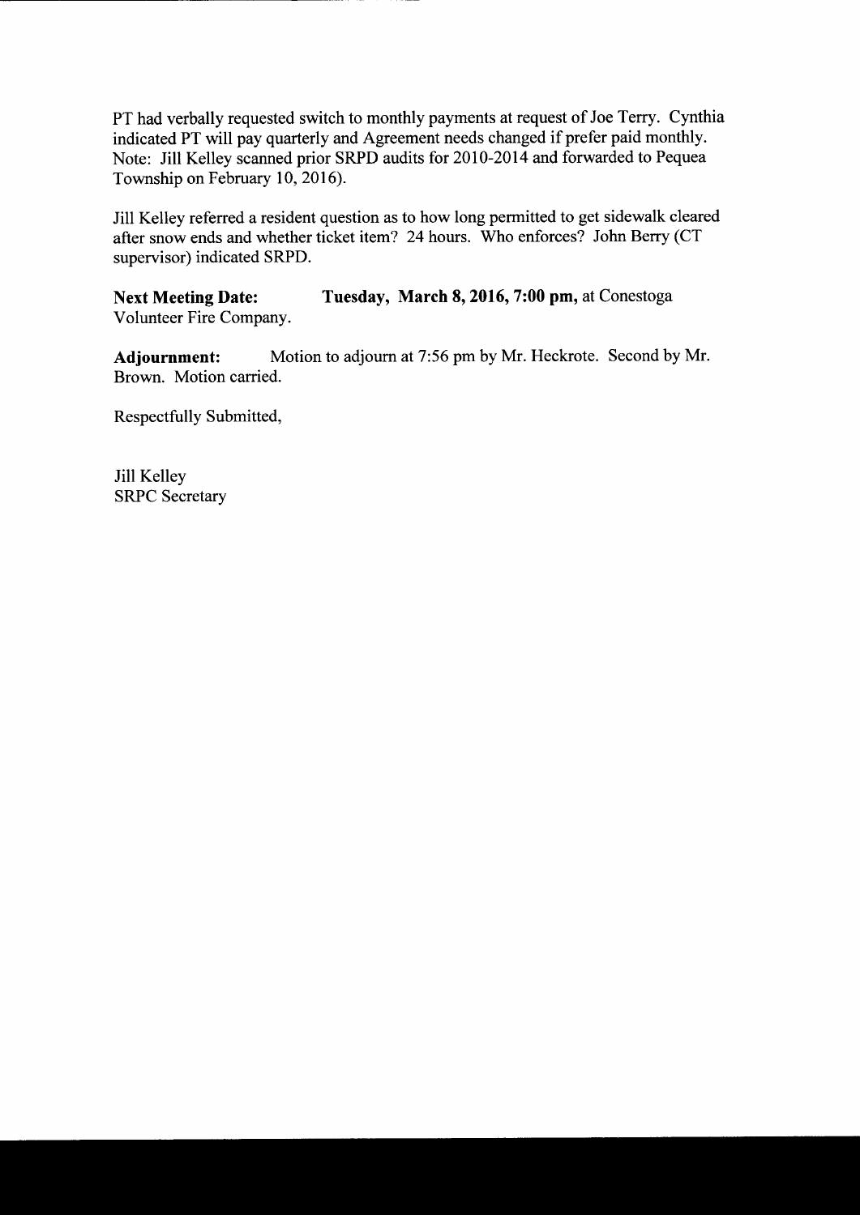PT had verbally requested switch to monthly payments at request of Joe Terry. Cynthia indicated PT will pay quarterly and Agreement needs changed if prefer paid monthly. Note: Jill Kelley scanned prior SRPD audits for 2010-2014 and forwarded to Pequea Township on February 10, 2016).

Jill Kelley referred a resident question as to how long permitted to get sidewalk cleared after snow ends and whether ticket item? 24 hours. Who enforces? John Berry (CT supervisor) indicated SRPD.

**Next Meeting Date:** **Tuesday, March 8, 2016, 7:00 pm,** at Conestoga Volunteer Fire Company.

**Adjournment:** Motion to adjourn at 7:56 pm by Mr. Heckrote. Second by Mr. Brown. Motion carried.

Respectfully Submitted,

Jill Kelley
SRPC Secretary